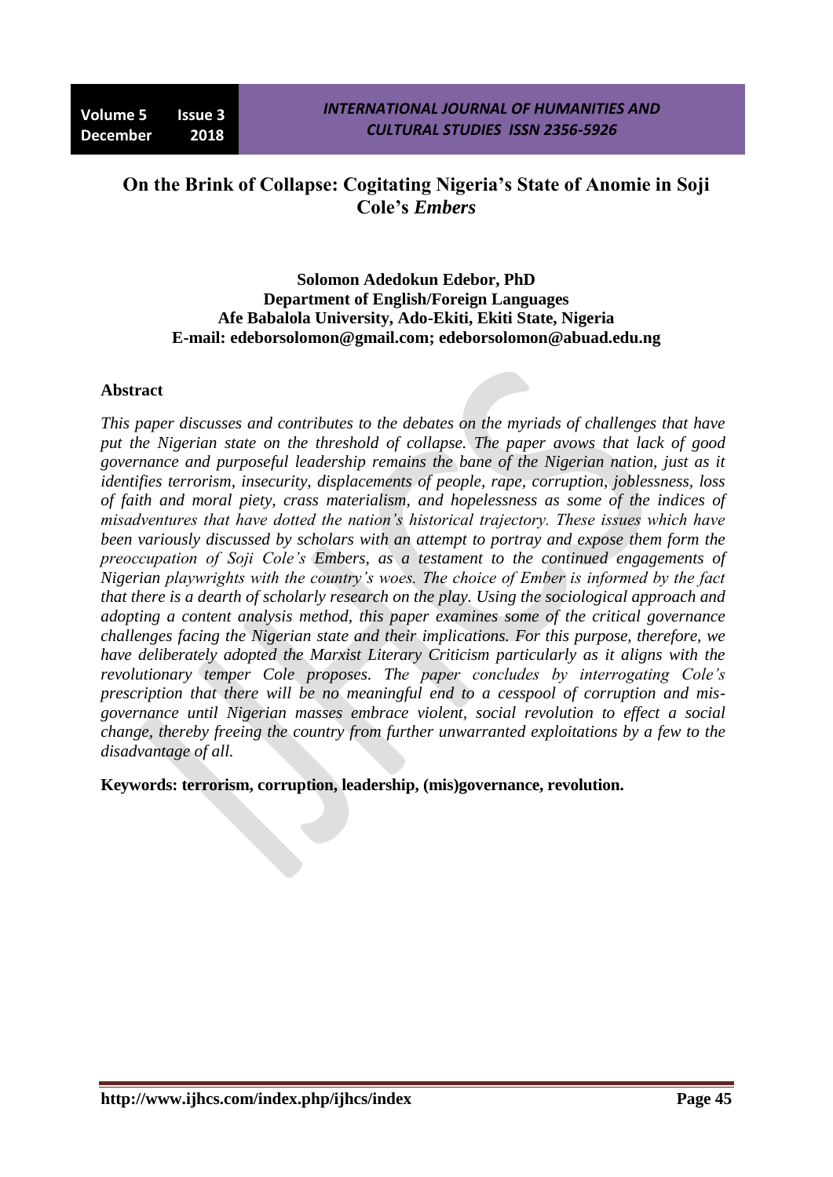# On the Brink of Collapse: Cogitating Nigeria's State of Anomie in Soji Cole's *Embers*

**Solomon Adedokun Edebor, PhD**
**Department of English/Foreign Languages**
**Afe Babalola University, Ado-Ekiti, Ekiti State, Nigeria**
**E-mail: edeborsolomon@gmail.com; edeborsolomon@abuad.edu.ng**

## Abstract

*This paper discusses and contributes to the debates on the myriads of challenges that have put the Nigerian state on the threshold of collapse. The paper avows that lack of good governance and purposeful leadership remains the bane of the Nigerian nation, just as it identifies terrorism, insecurity, displacements of people, rape, corruption, joblessness, loss of faith and moral piety, crass materialism, and hopelessness as some of the indices of misadventures that have dotted the nation's historical trajectory. These issues which have been variously discussed by scholars with an attempt to portray and expose them form the preoccupation of Soji Cole's Embers, as a testament to the continued engagements of Nigerian playwrights with the country's woes. The choice of Ember is informed by the fact that there is a dearth of scholarly research on the play. Using the sociological approach and adopting a content analysis method, this paper examines some of the critical governance challenges facing the Nigerian state and their implications. For this purpose, therefore, we have deliberately adopted the Marxist Literary Criticism particularly as it aligns with the revolutionary temper Cole proposes. The paper concludes by interrogating Cole's prescription that there will be no meaningful end to a cesspool of corruption and mis-governance until Nigerian masses embrace violent, social revolution to effect a social change, thereby freeing the country from further unwarranted exploitations by a few to the disadvantage of all.*

**Keywords: terrorism, corruption, leadership, (mis)governance, revolution.**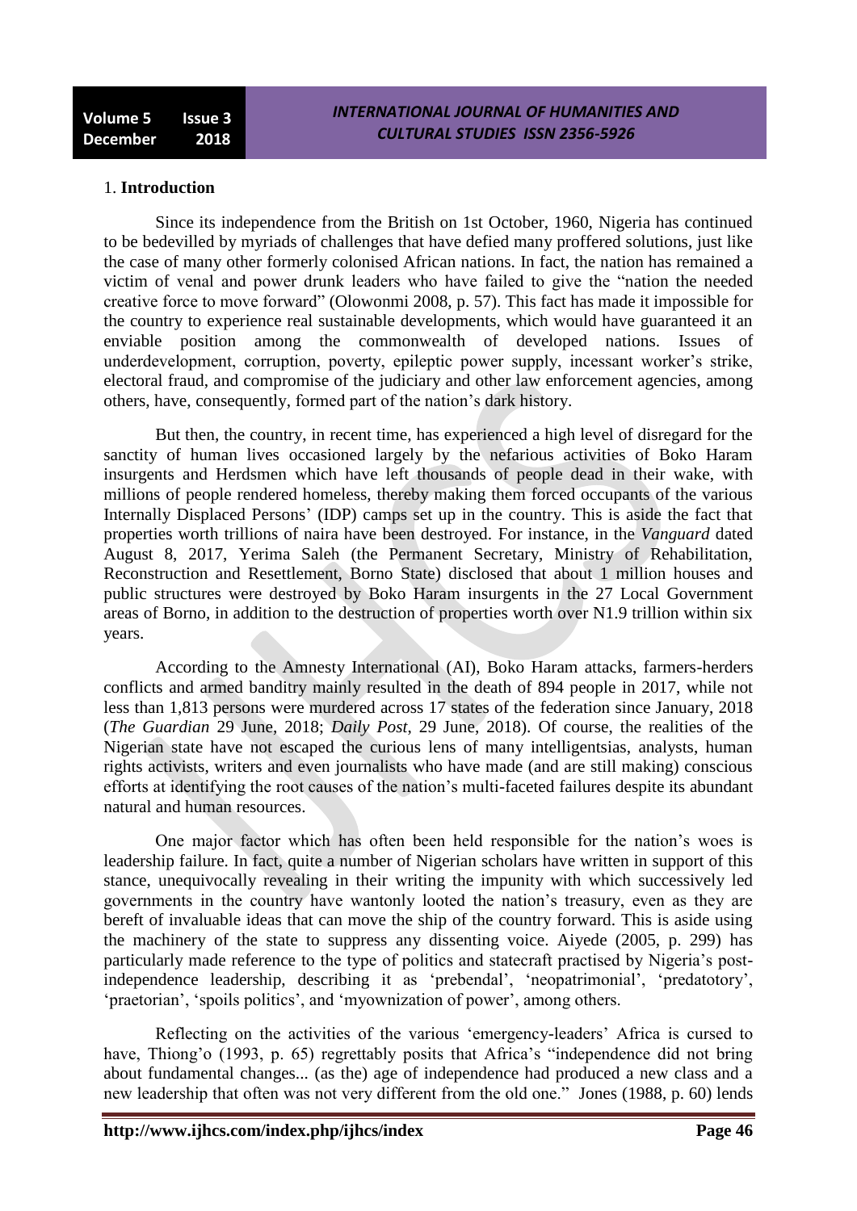1. **Introduction**

Since its independence from the British on 1st October, 1960, Nigeria has continued to be bedevilled by myriads of challenges that have defied many proffered solutions, just like the case of many other formerly colonised African nations. In fact, the nation has remained a victim of venal and power drunk leaders who have failed to give the "nation the needed creative force to move forward" (Olowonmi 2008, p. 57). This fact has made it impossible for the country to experience real sustainable developments, which would have guaranteed it an enviable position among the commonwealth of developed nations. Issues of underdevelopment, corruption, poverty, epileptic power supply, incessant worker's strike, electoral fraud, and compromise of the judiciary and other law enforcement agencies, among others, have, consequently, formed part of the nation's dark history.

But then, the country, in recent time, has experienced a high level of disregard for the sanctity of human lives occasioned largely by the nefarious activities of Boko Haram insurgents and Herdsmen which have left thousands of people dead in their wake, with millions of people rendered homeless, thereby making them forced occupants of the various Internally Displaced Persons' (IDP) camps set up in the country. This is aside the fact that properties worth trillions of naira have been destroyed. For instance, in the *Vanguard* dated August 8, 2017, Yerima Saleh (the Permanent Secretary, Ministry of Rehabilitation, Reconstruction and Resettlement, Borno State) disclosed that about 1 million houses and public structures were destroyed by Boko Haram insurgents in the 27 Local Government areas of Borno, in addition to the destruction of properties worth over N1.9 trillion within six years.

According to the Amnesty International (AI), Boko Haram attacks, farmers-herders conflicts and armed banditry mainly resulted in the death of 894 people in 2017, while not less than 1,813 persons were murdered across 17 states of the federation since January, 2018 (*The Guardian* 29 June, 2018; *Daily Post*, 29 June, 2018). Of course, the realities of the Nigerian state have not escaped the curious lens of many intelligentsias, analysts, human rights activists, writers and even journalists who have made (and are still making) conscious efforts at identifying the root causes of the nation's multi-faceted failures despite its abundant natural and human resources.

One major factor which has often been held responsible for the nation's woes is leadership failure. In fact, quite a number of Nigerian scholars have written in support of this stance, unequivocally revealing in their writing the impunity with which successively led governments in the country have wantonly looted the nation's treasury, even as they are bereft of invaluable ideas that can move the ship of the country forward. This is aside using the machinery of the state to suppress any dissenting voice. Aiyede (2005, p. 299) has particularly made reference to the type of politics and statecraft practised by Nigeria's post-independence leadership, describing it as 'prebendal', 'neopatrimonial', 'predatotory', 'praetorian', 'spoils politics', and 'myownization of power', among others.

Reflecting on the activities of the various 'emergency-leaders' Africa is cursed to have, Thiong'o (1993, p. 65) regrettably posits that Africa's "independence did not bring about fundamental changes... (as the) age of independence had produced a new class and a new leadership that often was not very different from the old one." Jones (1988, p. 60) lends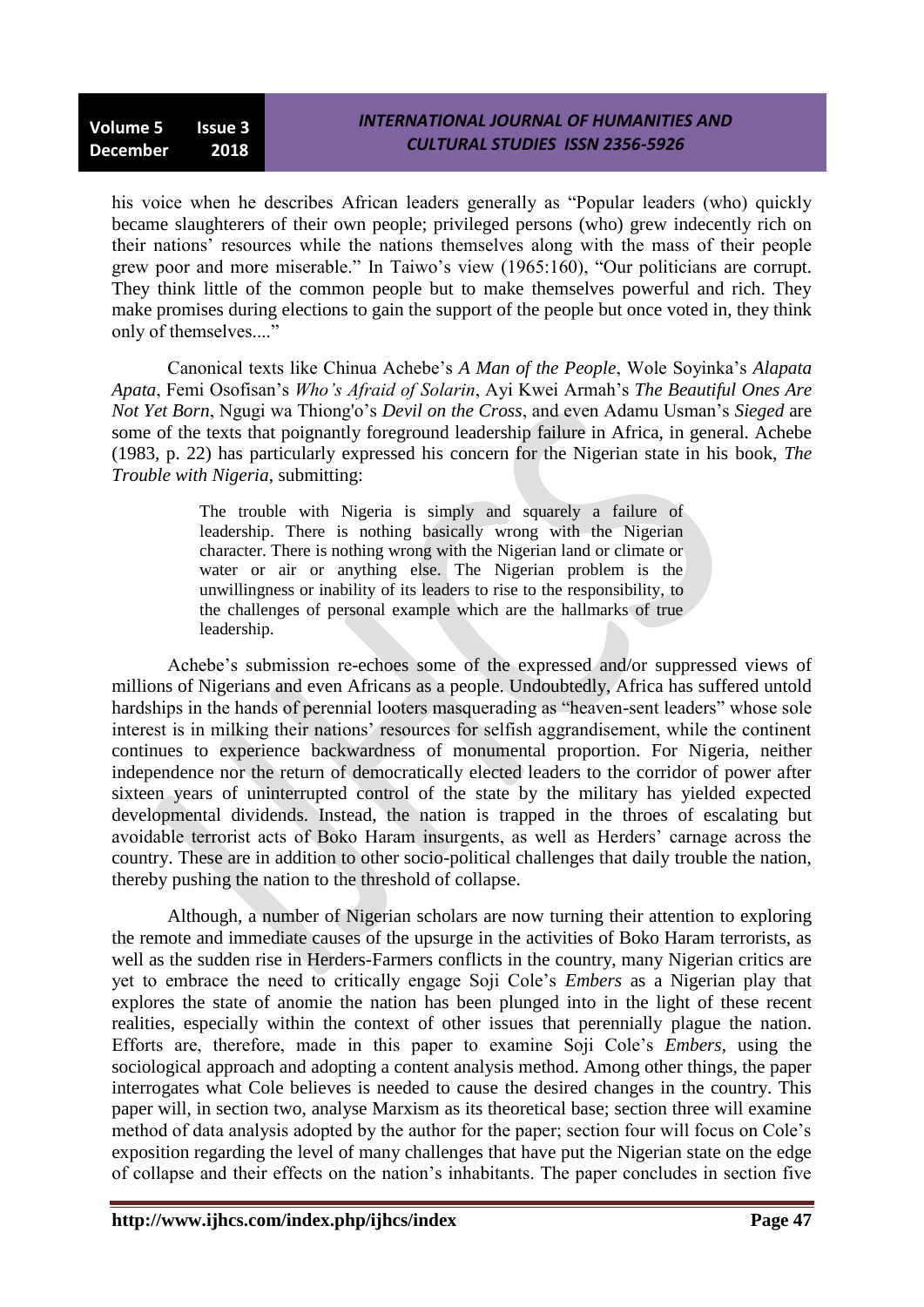his voice when he describes African leaders generally as "Popular leaders (who) quickly became slaughterers of their own people; privileged persons (who) grew indecently rich on their nations' resources while the nations themselves along with the mass of their people grew poor and more miserable." In Taiwo's view (1965:160), "Our politicians are corrupt. They think little of the common people but to make themselves powerful and rich. They make promises during elections to gain the support of the people but once voted in, they think only of themselves...."

Canonical texts like Chinua Achebe's *A Man of the People*, Wole Soyinka's *Alapata Apata*, Femi Osofisan's *Who's Afraid of Solarin*, Ayi Kwei Armah's *The Beautiful Ones Are Not Yet Born*, Ngugi wa Thiong'o's *Devil on the Cross*, and even Adamu Usman's *Sieged* are some of the texts that poignantly foreground leadership failure in Africa, in general. Achebe (1983, p. 22) has particularly expressed his concern for the Nigerian state in his book, *The Trouble with Nigeria*, submitting:

> The trouble with Nigeria is simply and squarely a failure of leadership. There is nothing basically wrong with the Nigerian character. There is nothing wrong with the Nigerian land or climate or water or air or anything else. The Nigerian problem is the unwillingness or inability of its leaders to rise to the responsibility, to the challenges of personal example which are the hallmarks of true leadership.

Achebe's submission re-echoes some of the expressed and/or suppressed views of millions of Nigerians and even Africans as a people. Undoubtedly, Africa has suffered untold hardships in the hands of perennial looters masquerading as "heaven-sent leaders" whose sole interest is in milking their nations' resources for selfish aggrandisement, while the continent continues to experience backwardness of monumental proportion. For Nigeria, neither independence nor the return of democratically elected leaders to the corridor of power after sixteen years of uninterrupted control of the state by the military has yielded expected developmental dividends. Instead, the nation is trapped in the throes of escalating but avoidable terrorist acts of Boko Haram insurgents, as well as Herders' carnage across the country. These are in addition to other socio-political challenges that daily trouble the nation, thereby pushing the nation to the threshold of collapse.

Although, a number of Nigerian scholars are now turning their attention to exploring the remote and immediate causes of the upsurge in the activities of Boko Haram terrorists, as well as the sudden rise in Herders-Farmers conflicts in the country, many Nigerian critics are yet to embrace the need to critically engage Soji Cole's *Embers* as a Nigerian play that explores the state of anomie the nation has been plunged into in the light of these recent realities, especially within the context of other issues that perennially plague the nation. Efforts are, therefore, made in this paper to examine Soji Cole's *Embers*, using the sociological approach and adopting a content analysis method. Among other things, the paper interrogates what Cole believes is needed to cause the desired changes in the country. This paper will, in section two, analyse Marxism as its theoretical base; section three will examine method of data analysis adopted by the author for the paper; section four will focus on Cole's exposition regarding the level of many challenges that have put the Nigerian state on the edge of collapse and their effects on the nation's inhabitants. The paper concludes in section five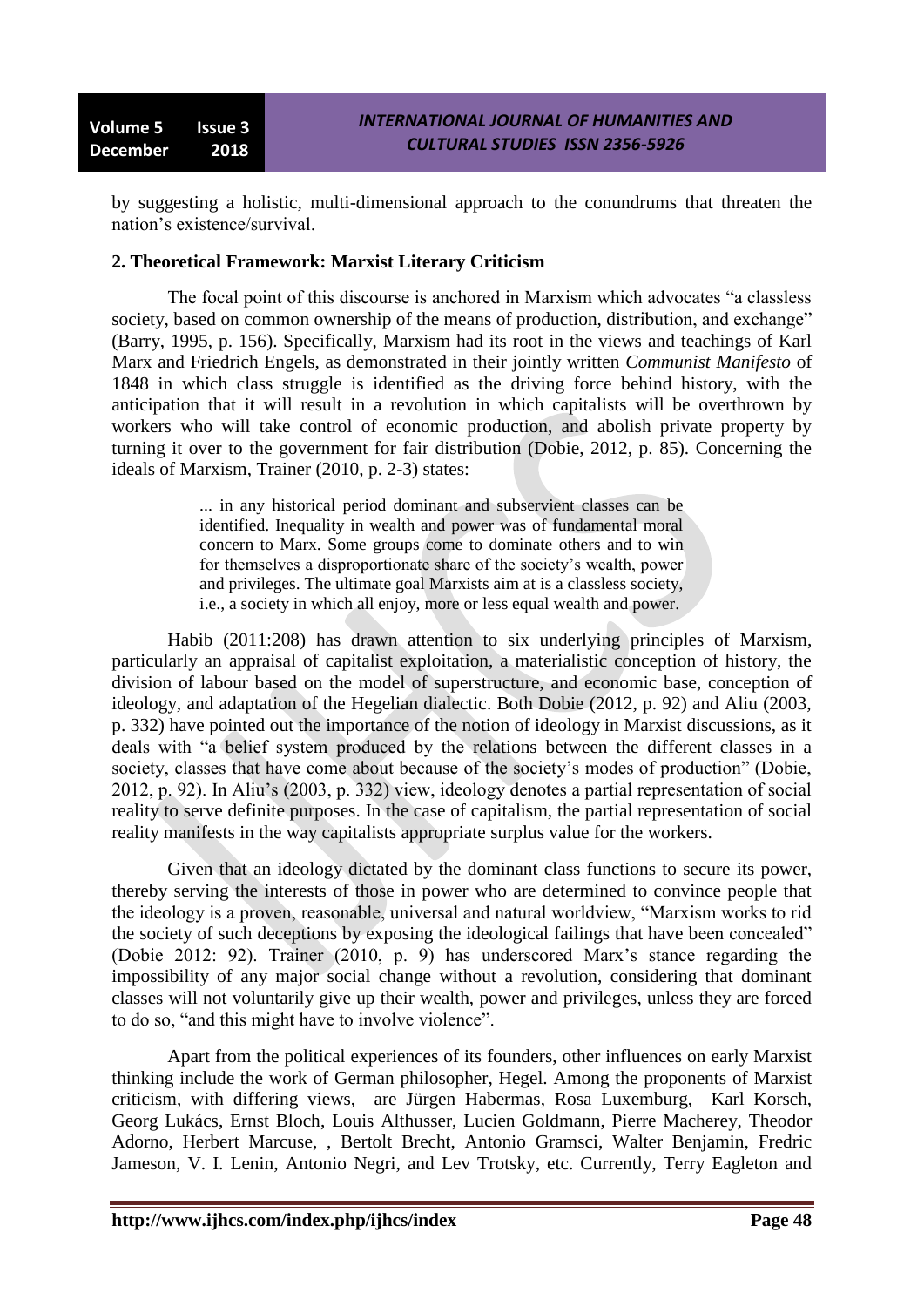by suggesting a holistic, multi-dimensional approach to the conundrums that threaten the nation's existence/survival.

## 2. Theoretical Framework: Marxist Literary Criticism

The focal point of this discourse is anchored in Marxism which advocates "a classless society, based on common ownership of the means of production, distribution, and exchange" (Barry, 1995, p. 156). Specifically, Marxism had its root in the views and teachings of Karl Marx and Friedrich Engels, as demonstrated in their jointly written *Communist Manifesto* of 1848 in which class struggle is identified as the driving force behind history, with the anticipation that it will result in a revolution in which capitalists will be overthrown by workers who will take control of economic production, and abolish private property by turning it over to the government for fair distribution (Dobie, 2012, p. 85). Concerning the ideals of Marxism, Trainer (2010, p. 2-3) states:

> ... in any historical period dominant and subservient classes can be identified. Inequality in wealth and power was of fundamental moral concern to Marx. Some groups come to dominate others and to win for themselves a disproportionate share of the society's wealth, power and privileges. The ultimate goal Marxists aim at is a classless society, i.e., a society in which all enjoy, more or less equal wealth and power.

Habib (2011:208) has drawn attention to six underlying principles of Marxism, particularly an appraisal of capitalist exploitation, a materialistic conception of history, the division of labour based on the model of superstructure, and economic base, conception of ideology, and adaptation of the Hegelian dialectic. Both Dobie (2012, p. 92) and Aliu (2003, p. 332) have pointed out the importance of the notion of ideology in Marxist discussions, as it deals with "a belief system produced by the relations between the different classes in a society, classes that have come about because of the society's modes of production" (Dobie, 2012, p. 92). In Aliu's (2003, p. 332) view, ideology denotes a partial representation of social reality to serve definite purposes. In the case of capitalism, the partial representation of social reality manifests in the way capitalists appropriate surplus value for the workers.

Given that an ideology dictated by the dominant class functions to secure its power, thereby serving the interests of those in power who are determined to convince people that the ideology is a proven, reasonable, universal and natural worldview, "Marxism works to rid the society of such deceptions by exposing the ideological failings that have been concealed" (Dobie 2012: 92). Trainer (2010, p. 9) has underscored Marx's stance regarding the impossibility of any major social change without a revolution, considering that dominant classes will not voluntarily give up their wealth, power and privileges, unless they forced to do so, "and this might have to involve violence".

Apart from the political experiences of its founders, other influences on early Marxist thinking include the work of German philosopher, Hegel. Among the proponents of Marxist criticism, with differing views, are Jürgen Habermas, Rosa Luxemburg, Karl Korsch, Georg Lukács, Ernst Bloch, Louis Althusser, Lucien Goldmann, Pierre Macherey, Theodor Adorno, Herbert Marcuse, , Bertolt Brecht, Antonio Gramsci, Walter Benjamin, Fredric Jameson, V. I. Lenin, Antonio Negri, and Lev Trotsky, etc. Currently, Terry Eagleton and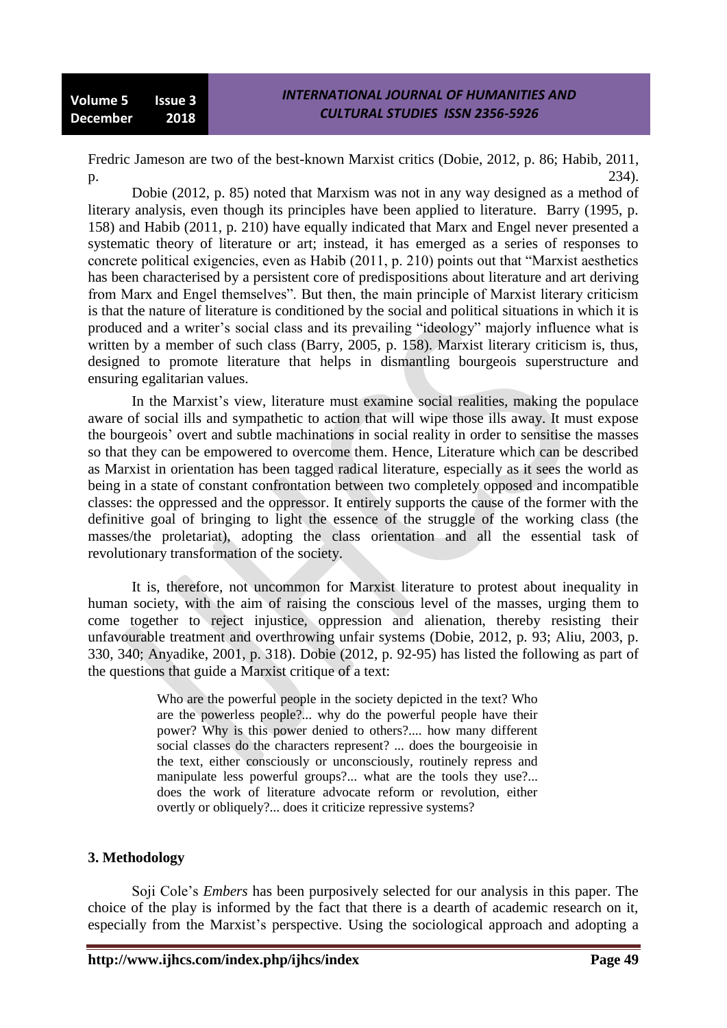Fredric Jameson are two of the best-known Marxist critics (Dobie, 2012, p. 86; Habib, 2011, p. 234).

Dobie (2012, p. 85) noted that Marxism was not in any way designed as a method of literary analysis, even though its principles have been applied to literature. Barry (1995, p. 158) and Habib (2011, p. 210) have equally indicated that Marx and Engel never presented a systematic theory of literature or art; instead, it has emerged as a series of responses to concrete political exigencies, even as Habib (2011, p. 210) points out that "Marxist aesthetics has been characterised by a persistent core of predispositions about literature and art deriving from Marx and Engel themselves". But then, the main principle of Marxist literary criticism is that the nature of literature is conditioned by the social and political situations in which it is produced and a writer's social class and its prevailing "ideology" majorly influence what is written by a member of such class (Barry, 2005, p. 158). Marxist literary criticism is, thus, designed to promote literature that helps in dismantling bourgeois superstructure and ensuring egalitarian values.

In the Marxist's view, literature must examine social realities, making the populace aware of social ills and sympathetic to action that will wipe those ills away. It must expose the bourgeois' overt and subtle machinations in social reality in order to sensitise the masses so that they can be empowered to overcome them. Hence, Literature which can be described as Marxist in orientation has been tagged radical literature, especially as it sees the world as being in a state of constant confrontation between two completely opposed and incompatible classes: the oppressed and the oppressor. It entirely supports the cause of the former with the definitive goal of bringing to light the essence of the struggle of the working class (the masses/the proletariat), adopting the class orientation and all the essential task of revolutionary transformation of the society.

It is, therefore, not uncommon for Marxist literature to protest about inequality in human society, with the aim of raising the conscious level of the masses, urging them to come together to reject injustice, oppression and alienation, thereby resisting their unfavourable treatment and overthrowing unfair systems (Dobie, 2012, p. 93; Aliu, 2003, p. 330, 340; Anyadike, 2001, p. 318). Dobie (2012, p. 92-95) has listed the following as part of the questions that guide a Marxist critique of a text:

> Who are the powerful people in the society depicted in the text? Who are the powerless people?... why do the powerful people have their power? Why is this power denied to others?.... how many different social classes do the characters represent? ... does the bourgeoisie in the text, either consciously or unconsciously, routinely repress and manipulate less powerful groups?... what are the tools they use?... does the work of literature advocate reform or revolution, either overtly or obliquely?... does it criticize repressive systems?

## 3. Methodology

Soji Cole's *Embers* has been purposively selected for our analysis in this paper. The choice of the play is informed by the fact that there is a dearth of academic research on it, especially from the Marxist's perspective. Using the sociological approach and adopting a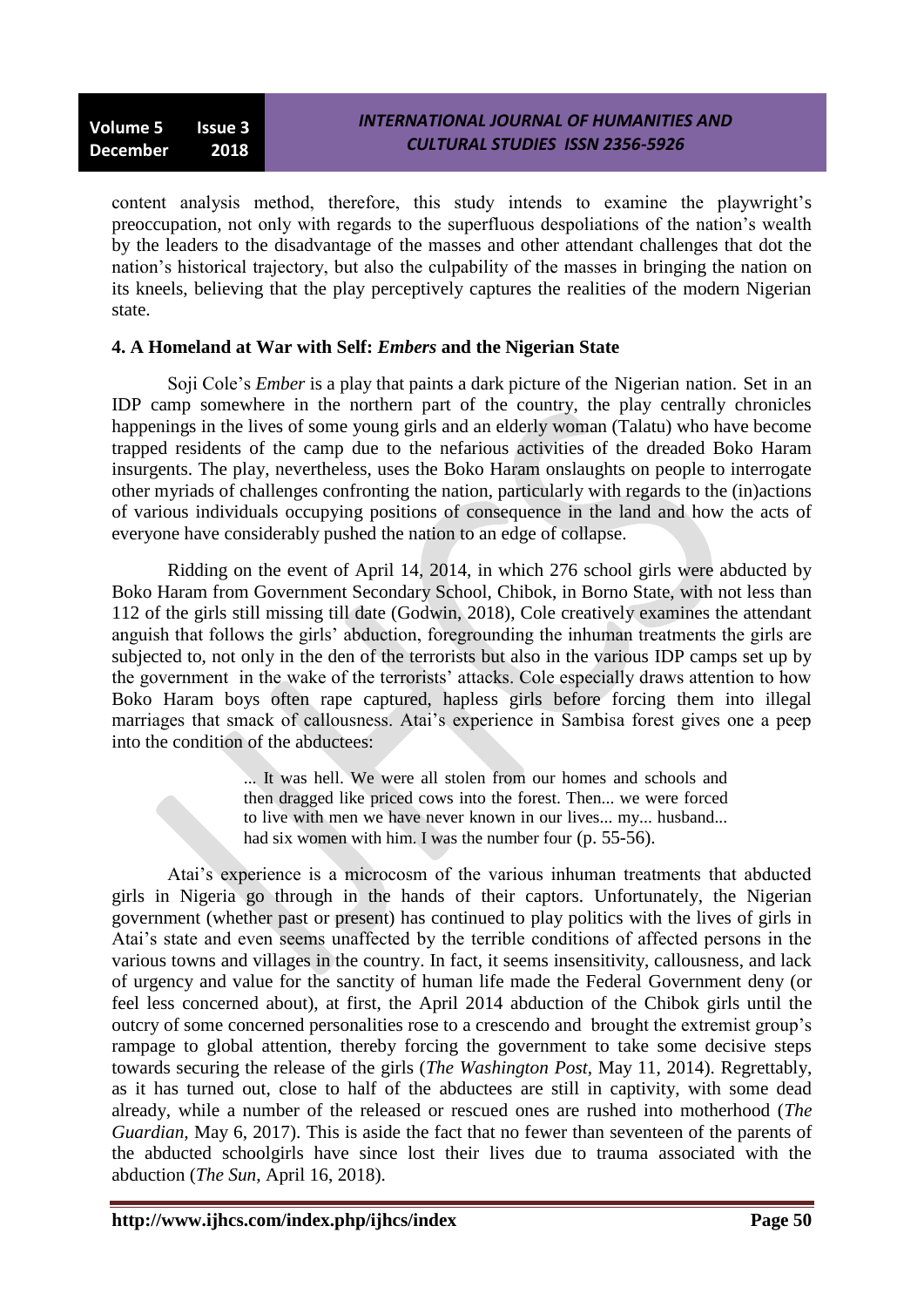content analysis method, therefore, this study intends to examine the playwright's preoccupation, not only with regards to the superfluous despoliations of the nation's wealth by the leaders to the disadvantage of the masses and other attendant challenges that dot the nation's historical trajectory, but also the culpability of the masses in bringing the nation on its kneels, believing that the play perceptively captures the realities of the modern Nigerian state.

### 4. A Homeland at War with Self: *Embers* and the Nigerian State

Soji Cole's *Ember* is a play that paints a dark picture of the Nigerian nation. Set in an IDP camp somewhere in the northern part of the country, the play centrally chronicles happenings in the lives of some young girls and an elderly woman (Talatu) who have become trapped residents of the camp due to the nefarious activities of the dreaded Boko Haram insurgents. The play, nevertheless, uses the Boko Haram onslaughts on people to interrogate other myriads of challenges confronting the nation, particularly with regards to the (in)actions of various individuals occupying positions of consequence in the land and how the acts of everyone have considerably pushed the nation to an edge of collapse.

Ridding on the event of April 14, 2014, in which 276 school girls were abducted by Boko Haram from Government Secondary School, Chibok, in Borno State, with not less than 112 of the girls still missing till date (Godwin, 2018), Cole creatively examines the attendant anguish that follows the girls' abduction, foregrounding the inhuman treatments the girls are subjected to, not only in the den of the terrorists but also in the various IDP camps set up by the government in the wake of the terrorists' attacks. Cole especially draws attention to how Boko Haram boys often rape captured, hapless girls before forcing them into illegal marriages that smack of callousness. Atai's experience in Sambisa forest gives one a peep into the condition of the abductees:

> ... It was hell. We were all stolen from our homes and schools and then dragged like priced cows into the forest. Then... we were forced to live with men we have never known in our lives... my... husband... had six women with him. I was the number four (p. 55-56).

Atai's experience is a microcosm of the various inhuman treatments that abducted girls in Nigeria go through in the hands of their captors. Unfortunately, the Nigerian government (whether past or present) has continued to play politics with the lives of girls in Atai's state and even seems unaffected by the terrible conditions of affected persons in the various towns and villages in the country. In fact, it seems insensitivity, callousness, and lack of urgency and value for the sanctity of human life made the Federal Government deny (or feel less concerned about), at first, the April 2014 abduction of the Chibok girls until the outcry of some concerned personalities rose to a crescendo and brought the extremist group's rampage to global attention, thereby forcing the government to take some decisive steps towards securing the release of the girls (*The Washington Post*, May 11, 2014). Regrettably, as it has turned out, close to half of the abductees are still in captivity, with some dead already, while a number of the released or rescued ones are rushed into motherhood (*The Guardian*, May 6, 2017). This is aside the fact that no fewer than seventeen of the parents of the abducted schoolgirls have since lost their lives due to trauma associated with the abduction (*The Sun*, April 16, 2018).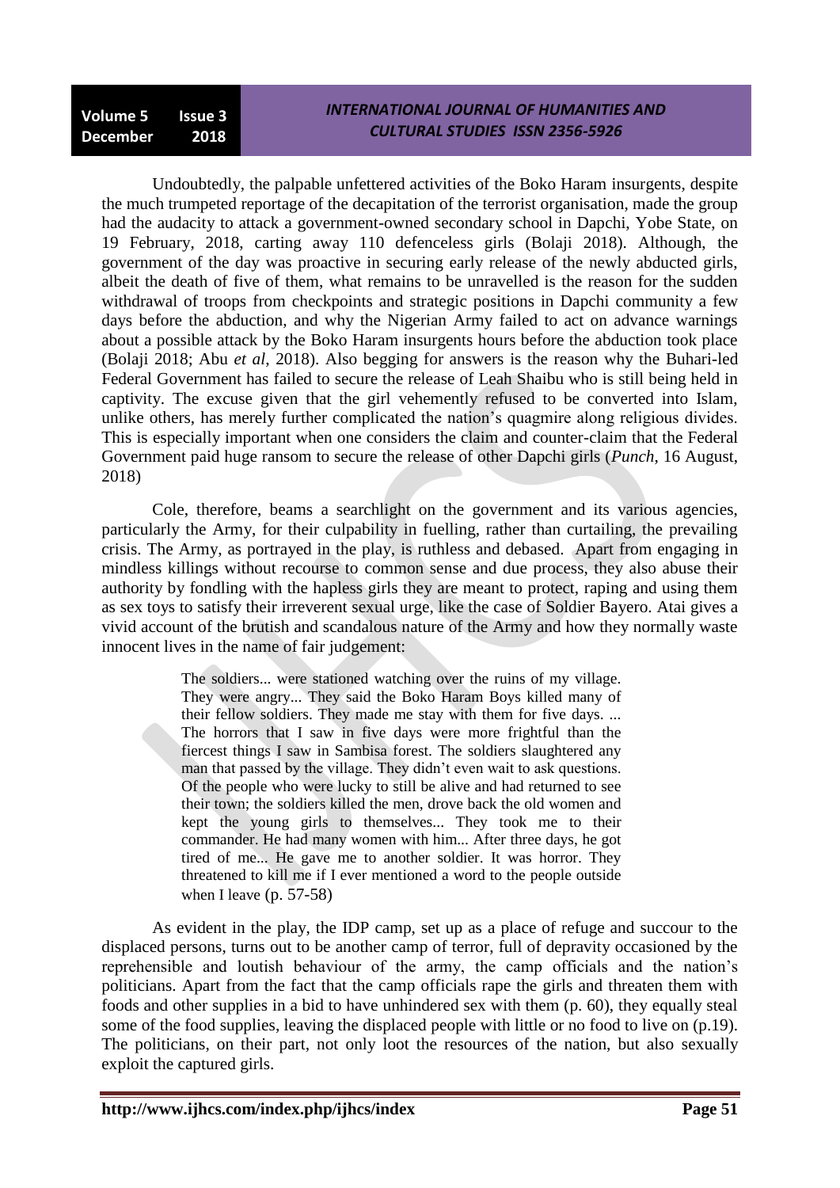Undoubtedly, the palpable unfettered activities of the Boko Haram insurgents, despite the much trumpeted reportage of the decapitation of the terrorist organisation, made the group had the audacity to attack a government-owned secondary school in Dapchi, Yobe State, on 19 February, 2018, carting away 110 defenceless girls (Bolaji 2018). Although, the government of the day was proactive in securing early release of the newly abducted girls, albeit the death of five of them, what remains to be unravelled is the reason for the sudden withdrawal of troops from checkpoints and strategic positions in Dapchi community a few days before the abduction, and why the Nigerian Army failed to act on advance warnings about a possible attack by the Boko Haram insurgents hours before the abduction took place (Bolaji 2018; Abu *et al*, 2018). Also begging for answers is the reason why the Buhari-led Federal Government has failed to secure the release of Leah Shaibu who is still being held in captivity. The excuse given that the girl vehemently refused to be converted into Islam, unlike others, has merely further complicated the nation's quagmire along religious divides. This is especially important when one considers the claim and counter-claim that the Federal Government paid huge ransom to secure the release of other Dapchi girls (*Punch*, 16 August, 2018)

Cole, therefore, beams a searchlight on the government and its various agencies, particularly the Army, for their culpability in fuelling, rather than curtailing, the prevailing crisis. The Army, as portrayed in the play, is ruthless and debased. Apart from engaging in mindless killings without recourse to common sense and due process, they also abuse their authority by fondling with the hapless girls they are meant to protect, raping and using them as sex toys to satisfy their irreverent sexual urge, like the case of Soldier Bayero. Atai gives a vivid account of the brutish and scandalous nature of the Army and how they normally waste innocent lives in the name of fair judgement:

> The soldiers... were stationed watching over the ruins of my village. They were angry... They said the Boko Haram Boys killed many of their fellow soldiers. They made me stay with them for five days. ... The horrors that I saw in five days were more frightful than the fiercest things I saw in Sambisa forest. The soldiers slaughtered any man that passed by the village. They didn't even wait to ask questions. Of the people who were lucky to still be alive and had returned to see their town; the soldiers killed the men, drove back the old women and kept the young girls to themselves... They took me to their commander. He had many women with him... After three days, he got tired of me... He gave me to another soldier. It was horror. They threatened to kill me if I ever mentioned a word to the people outside when I leave (p. 57-58)

As evident in the play, the IDP camp, set up as a place of refuge and succour to the displaced persons, turns out to be another camp of terror, full of depravity occasioned by the reprehensible and loutish behaviour of the army, the camp officials and the nation's politicians. Apart from the fact that the camp officials rape the girls and threaten them with foods and other supplies in a bid to have unhindered sex with them (p. 60), they equally steal some of the food supplies, leaving the displaced people with little or no food to live on (p.19). The politicians, on their part, not only loot the resources of the nation, but also sexually exploit the captured girls.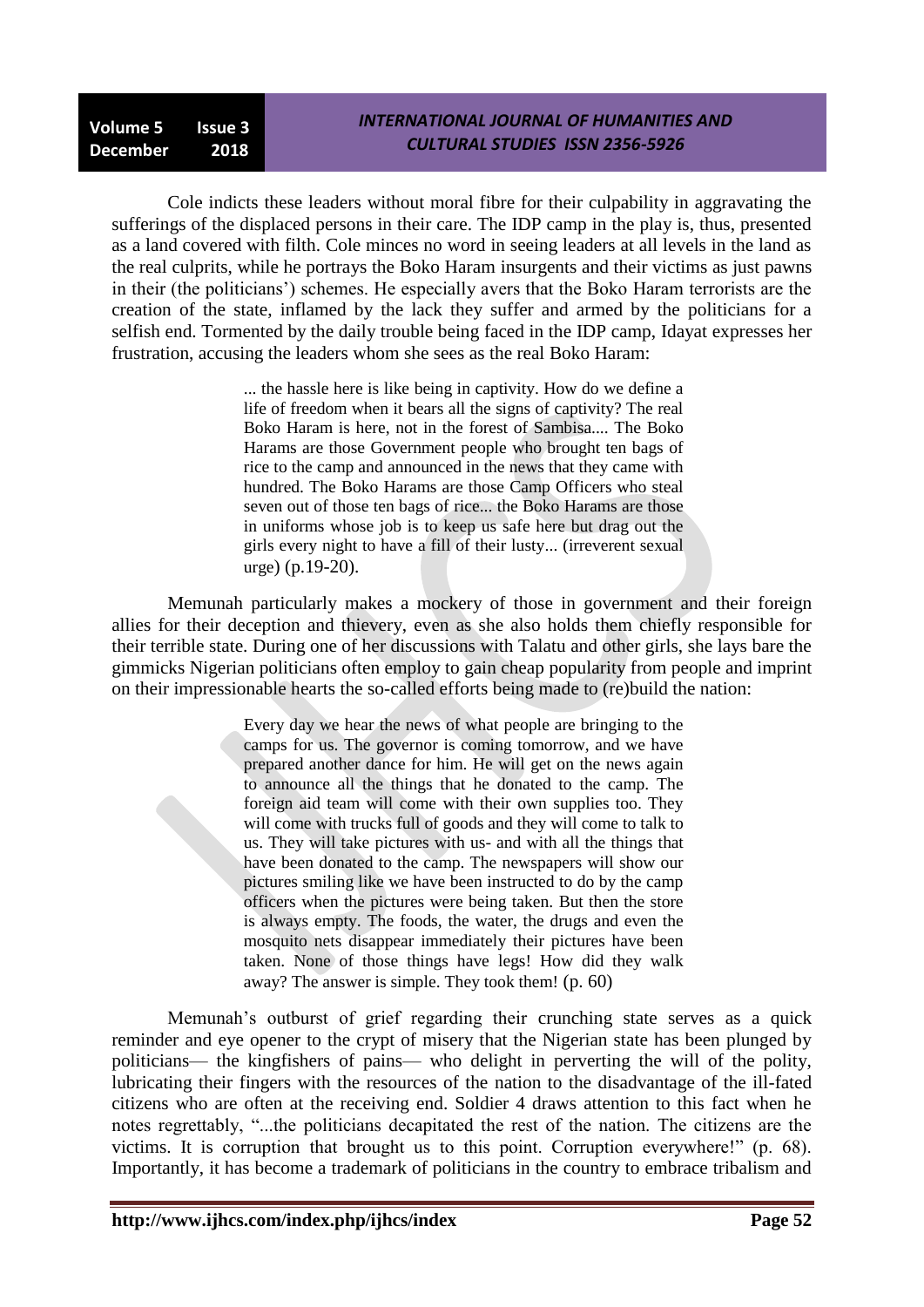Cole indicts these leaders without moral fibre for their culpability in aggravating the sufferings of the displaced persons in their care. The IDP camp in the play is, thus, presented as a land covered with filth. Cole minces no word in seeing leaders at all levels in the land as the real culprits, while he portrays the Boko Haram insurgents and their victims as just pawns in their (the politicians') schemes. He especially avers that the Boko Haram terrorists are the creation of the state, inflamed by the lack they suffer and armed by the politicians for a selfish end. Tormented by the daily trouble being faced in the IDP camp, Idayat expresses her frustration, accusing the leaders whom she sees as the real Boko Haram:

> ... the hassle here is like being in captivity. How do we define a life of freedom when it bears all the signs of captivity? The real Boko Haram is here, not in the forest of Sambisa.... The Boko Harams are those Government people who brought ten bags of rice to the camp and announced in the news that they came with hundred. The Boko Harams are those Camp Officers who steal seven out of those ten bags of rice... the Boko Harams are those in uniforms whose job is to keep us safe here but drag out the girls every night to have a fill of their lusty... (irreverent sexual urge) (p.19-20).

Memunah particularly makes a mockery of those in government and their foreign allies for their deception and thievery, even as she also holds them chiefly responsible for their terrible state. During one of her discussions with Talatu and other girls, she lays bare the gimmicks Nigerian politicians often employ to gain cheap popularity from people and imprint on their impressionable hearts the so-called efforts being made to (re)build the nation:

> Every day we hear the news of what people are bringing to the camps for us. The governor is coming tomorrow, and we have prepared another dance for him. He will get on the news again to announce all the things that he donated to the camp. The foreign aid team will come with their own supplies too. They will come with trucks full of goods and they will come to talk to us. They will take pictures with us- and with all the things that have been donated to the camp. The newspapers will show our pictures smiling like we have been instructed to do by the camp officers when the pictures were being taken. But then the store is always empty. The foods, the water, the drugs and even the mosquito nets disappear immediately their pictures have been taken. None of those things have legs! How did they walk away? The answer is simple. They took them! (p. 60)

Memunah's outburst of grief regarding their crunching state serves as a quick reminder and eye opener to the crypt of misery that the Nigerian state has been plunged by politicians— the kingfishers of pains— who delight in perverting the will of the polity, lubricating their fingers with the resources of the nation to the disadvantage of the ill-fated citizens who are often at the receiving end. Soldier 4 draws attention to this fact when he notes regrettably, "...the politicians decapitated the rest of the nation. The citizens are the victims. It is corruption that brought us to this point. Corruption everywhere!" (p. 68). Importantly, it has become a trademark of politicians in the country to embrace tribalism and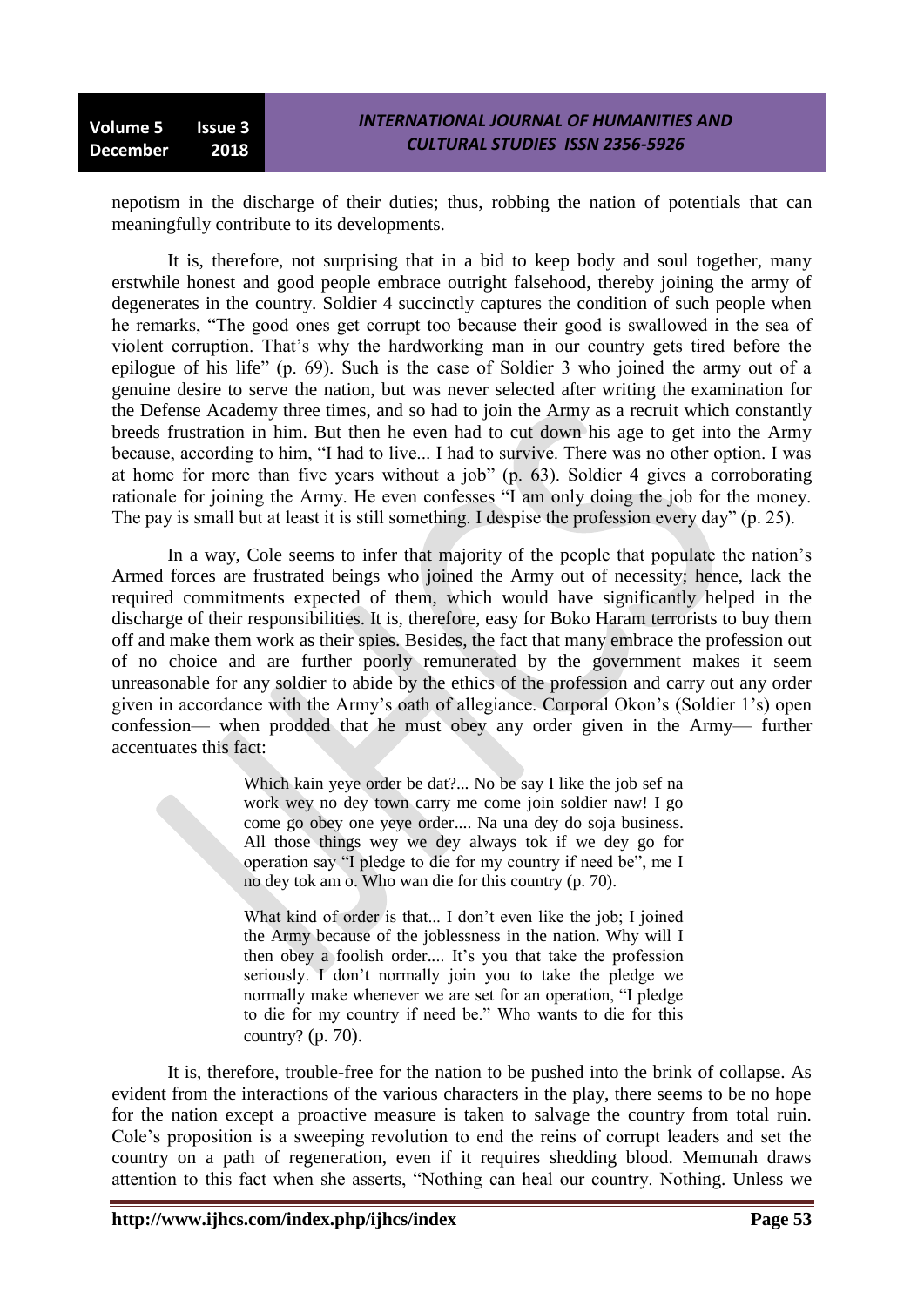nepotism in the discharge of their duties; thus, robbing the nation of potentials that can meaningfully contribute to its developments.

It is, therefore, not surprising that in a bid to keep body and soul together, many erstwhile honest and good people embrace outright falsehood, thereby joining the army of degenerates in the country. Soldier 4 succinctly captures the condition of such people when he remarks, "The good ones get corrupt too because their good is swallowed in the sea of violent corruption. That's why the hardworking man in our country gets tired before the epilogue of his life" (p. 69). Such is the case of Soldier 3 who joined the army out of a genuine desire to serve the nation, but was never selected after writing the examination for the Defense Academy three times, and so had to join the Army as a recruit which constantly breeds frustration in him. But then he even had to cut down his age to get into the Army because, according to him, "I had to live... I had to survive. There was no other option. I was at home for more than five years without a job" (p. 63). Soldier 4 gives a corroborating rationale for joining the Army. He even confesses "I am only doing the job for the money. The pay is small but at least it is still something. I despise the profession every day" (p. 25).

In a way, Cole seems to infer that majority of the people that populate the nation's Armed forces are frustrated beings who joined the Army out of necessity; hence, lack the required commitments expected of them, which would have significantly helped in the discharge of their responsibilities. It is, therefore, easy for Boko Haram terrorists to buy them off and make them work as their spies. Besides, the fact that many embrace the profession out of no choice and are further poorly remunerated by the government makes it seem unreasonable for any soldier to abide by the ethics of the profession and carry out any order given in accordance with the Army's oath of allegiance. Corporal Okon's (Soldier 1's) open confession— when prodded that he must obey any order given in the Army— further accentuates this fact:

> Which kain yeye order be dat?... No be say I like the job sef na work wey no dey town carry me come join soldier naw! I go come go obey one yeye order.... Na una dey do soja business. All those things wey we dey always tok if we dey go for operation say "I pledge to die for my country if need be", me I no dey tok am o. Who wan die for this country (p. 70).
>
> What kind of order is that... I don't even like the job; I joined the Army because of the joblessness in the nation. Why will I then obey a foolish order.... It's you that take the profession seriously. I don't normally join you to take the pledge we normally make whenever we are set for an operation, "I pledge to die for my country if need be." Who wants to die for this country? (p. 70).

It is, therefore, trouble-free for the nation to be pushed into the brink of collapse. As evident from the interactions of the various characters in the play, there seems to be no hope for the nation except a proactive measure is taken to salvage the country from total ruin. Cole's proposition is a sweeping revolution to end the reins of corrupt leaders and set the country on a path of regeneration, even if it requires shedding blood. Memunah draws attention to this fact when she asserts, "Nothing can heal our country. Nothing. Unless we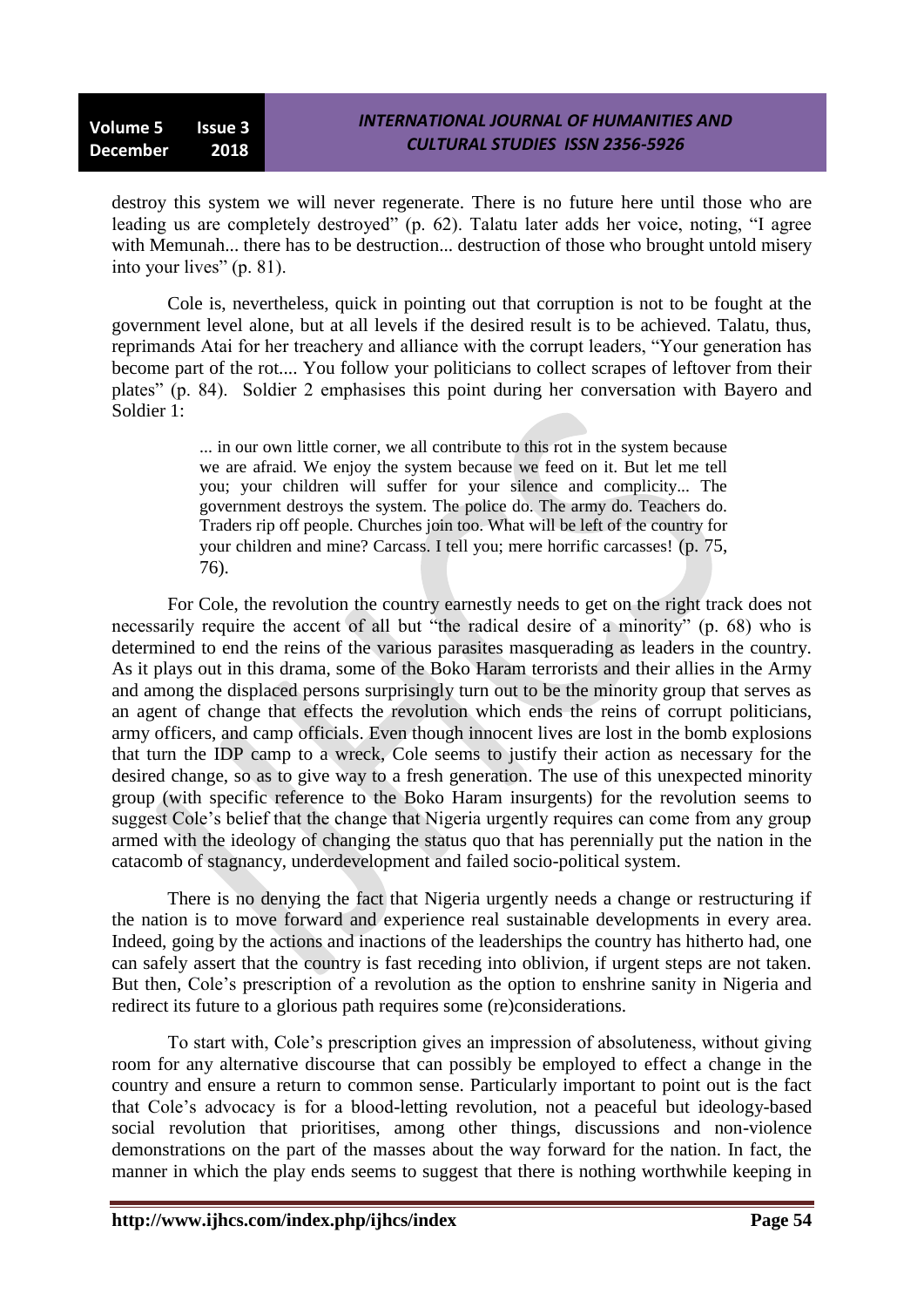destroy this system we will never regenerate. There is no future here until those who are leading us are completely destroyed" (p. 62). Talatu later adds her voice, noting, "I agree with Memunah... there has to be destruction... destruction of those who brought untold misery into your lives" (p. 81).

Cole is, nevertheless, quick in pointing out that corruption is not to be fought at the government level alone, but at all levels if the desired result is to be achieved. Talatu, thus, reprimands Atai for her treachery and alliance with the corrupt leaders, "Your generation has become part of the rot.... You follow your politicians to collect scrapes of leftover from their plates" (p. 84). Soldier 2 emphasises this point during her conversation with Bayero and Soldier 1:

> ... in our own little corner, we all contribute to this rot in the system because we are afraid. We enjoy the system because we feed on it. But let me tell you; your children will suffer for your silence and complicity... The government destroys the system. The police do. The army do. Teachers do. Traders rip off people. Churches join too. What will be left of the country for your children and mine? Carcass. I tell you; mere horrific carcasses! (p. 75, 76).

For Cole, the revolution the country earnestly needs to get on the right track does not necessarily require the accent of all but "the radical desire of a minority" (p. 68) who is determined to end the reins of the various parasites masquerading as leaders in the country. As it plays out in this drama, some of the Boko Haram terrorists and their allies in the Army and among the displaced persons surprisingly turn out to be the minority group that serves as an agent of change that effects the revolution which ends the reins of corrupt politicians, army officers, and camp officials. Even though innocent lives are lost in the bomb explosions that turn the IDP camp to a wreck, Cole seems to justify their action as necessary for the desired change, so as to give way to a fresh generation. The use of this unexpected minority group (with specific reference to the Boko Haram insurgents) for the revolution seems to suggest Cole's belief that the change that Nigeria urgently requires can come from any group armed with the ideology of changing the status quo that has perennially put the nation in the catacomb of stagnancy, underdevelopment and failed socio-political system.

There is no denying the fact that Nigeria urgently needs a change or restructuring if the nation is to move forward and experience real sustainable developments in every area. Indeed, going by the actions and inactions of the leaderships the country has hitherto had, one can safely assert that the country is fast receding into oblivion, if urgent steps are not taken. But then, Cole's prescription of a revolution as the option to enshrine sanity in Nigeria and redirect its future to a glorious path requires some (re)considerations.

To start with, Cole's prescription gives an impression of absoluteness, without giving room for any alternative discourse that can possibly be employed to effect a change in the country and ensure a return to common sense. Particularly important to point out is the fact that Cole's advocacy is for a blood-letting revolution, not a peaceful but ideology-based social revolution that prioritises, among other things, discussions and non-violence demonstrations on the part of the masses about the way forward for the nation. In fact, the manner in which the play ends seems to suggest that there is nothing worthwhile keeping in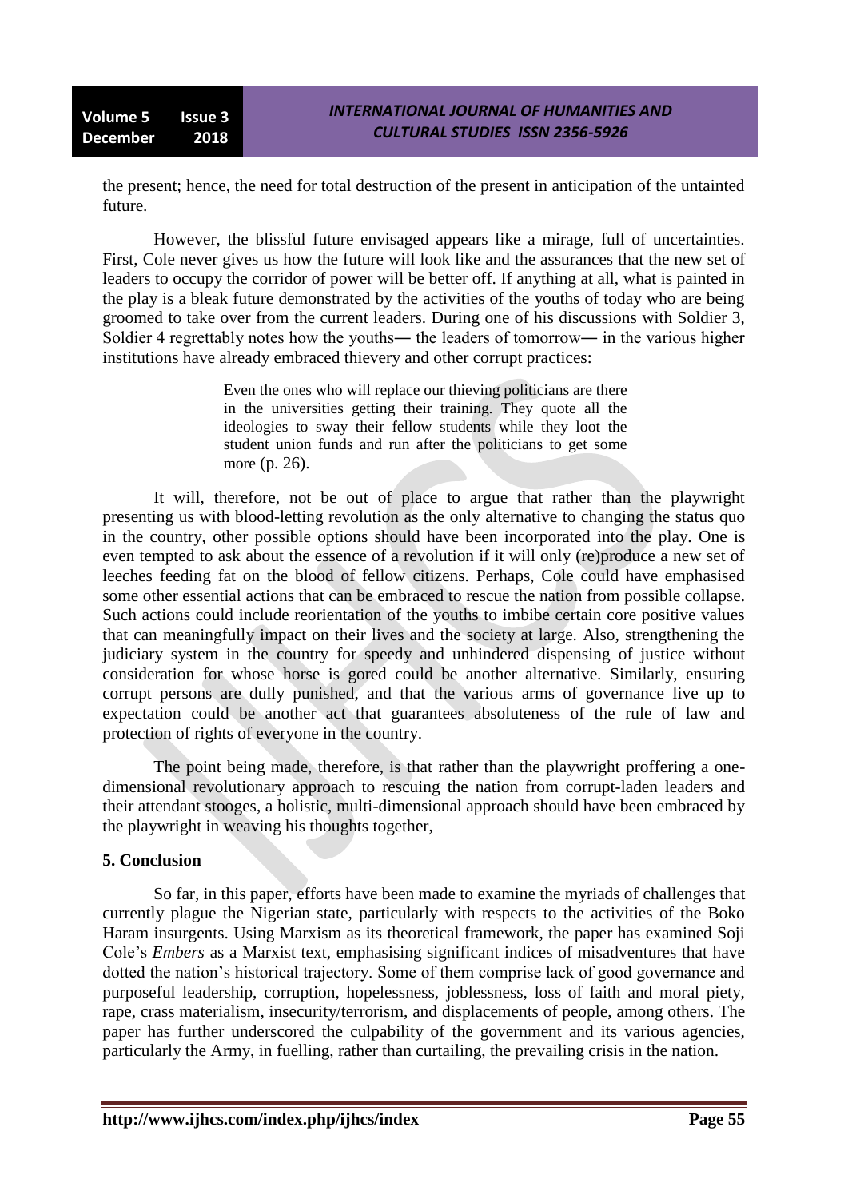the present; hence, the need for total destruction of the present in anticipation of the untainted future.

However, the blissful future envisaged appears like a mirage, full of uncertainties. First, Cole never gives us how the future will look like and the assurances that the new set of leaders to occupy the corridor of power will be better off. If anything at all, what is painted in the play is a bleak future demonstrated by the activities of the youths of today who are being groomed to take over from the current leaders. During one of his discussions with Soldier 3, Soldier 4 regrettably notes how the youths— the leaders of tomorrow— in the various higher institutions have already embraced thievery and other corrupt practices:

> Even the ones who will replace our thieving politicians are there in the universities getting their training. They quote all the ideologies to sway their fellow students while they loot the student union funds and run after the politicians to get some more (p. 26).

It will, therefore, not be out of place to argue that rather than the playwright presenting us with blood-letting revolution as the only alternative to changing the status quo in the country, other possible options should have been incorporated into the play. One is even tempted to ask about the essence of a revolution if it will only (re)produce a new set of leeches feeding fat on the blood of fellow citizens. Perhaps, Cole could have emphasised some other essential actions that can be embraced to rescue the nation from possible collapse. Such actions could include reorientation of the youths to imbibe certain core positive values that can meaningfully impact on their lives and the society at large. Also, strengthening the judiciary system in the country for speedy and unhindered dispensing of justice without consideration for whose horse is gored could be another alternative. Similarly, ensuring corrupt persons are dully punished, and that the various arms of governance live up to expectation could be another act that guarantees absoluteness of the rule of law and protection of rights of everyone in the country.

The point being made, therefore, is that rather than the playwright proffering a one-dimensional revolutionary approach to rescuing the nation from corrupt-laden leaders and their attendant stooges, a holistic, multi-dimensional approach should have been embraced by the playwright in weaving his thoughts together,

## 5. Conclusion

So far, in this paper, efforts have been made to examine the myriads of challenges that currently plague the Nigerian state, particularly with respects to the activities of the Boko Haram insurgents. Using Marxism as its theoretical framework, the paper has examined Soji Cole's *Embers* as a Marxist text, emphasising significant indices of misadventures that have dotted the nation's historical trajectory. Some of them comprise lack of good governance and purposeful leadership, corruption, hopelessness, joblessness, loss of faith and moral piety, rape, crass materialism, insecurity/terrorism, and displacements of people, among others. The paper has further underscored the culpability of the government and its various agencies, particularly the Army, in fuelling, rather than curtailing, the prevailing crisis in the nation.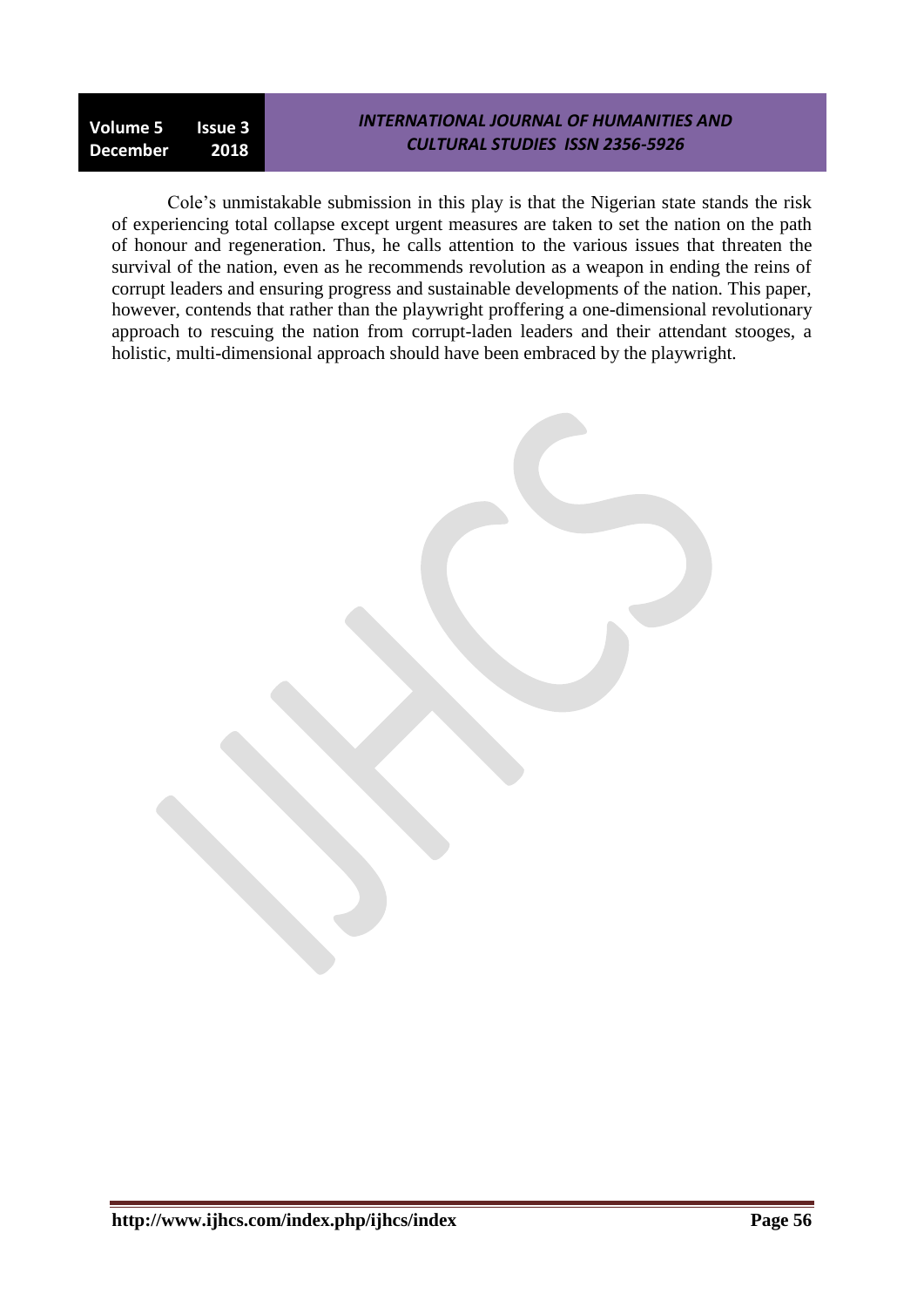Cole's unmistakable submission in this play is that the Nigerian state stands the risk of experiencing total collapse except urgent measures are taken to set the nation on the path of honour and regeneration. Thus, he calls attention to the various issues that threaten the survival of the nation, even as he recommends revolution as a weapon in ending the reins of corrupt leaders and ensuring progress and sustainable developments of the nation. This paper, however, contends that rather than the playwright proffering a one-dimensional revolutionary approach to rescuing the nation from corrupt-laden leaders and their attendant stooges, a holistic, multi-dimensional approach should have been embraced by the playwright.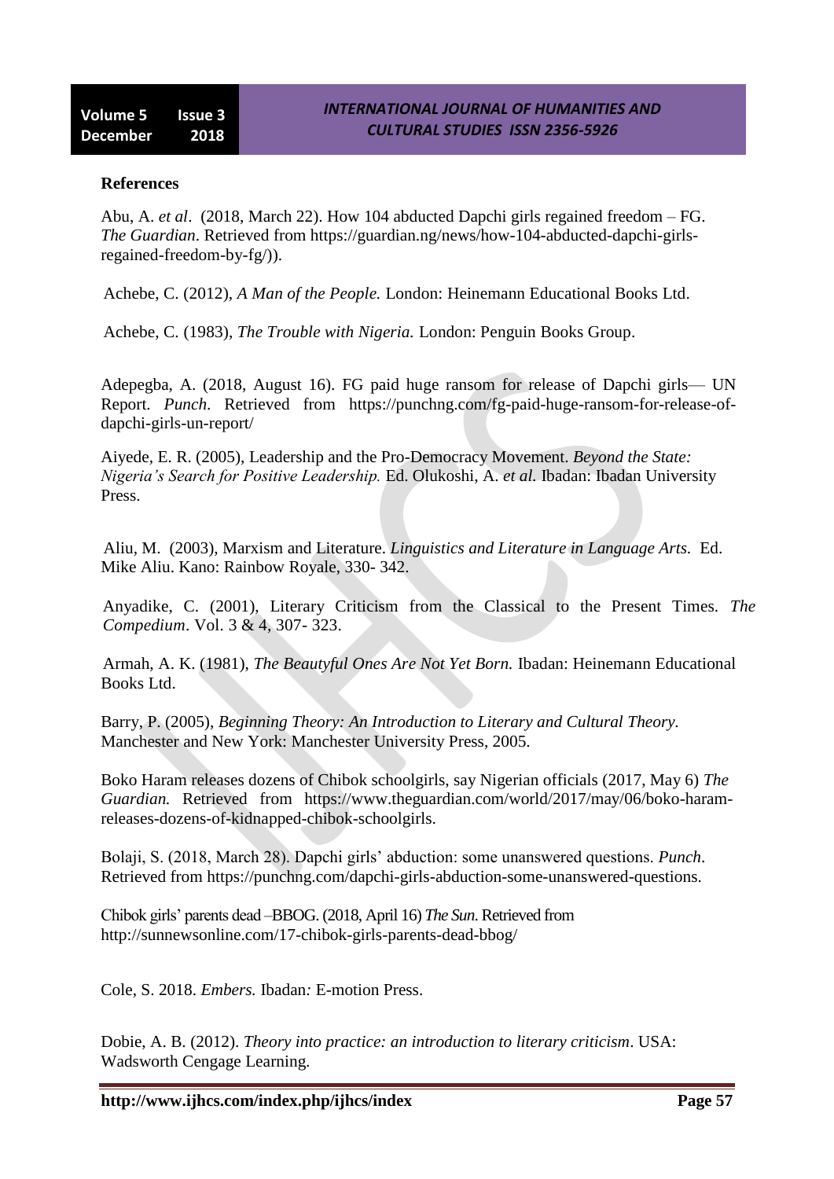**References**

Abu, A. *et al*. (2018, March 22). How 104 abducted Dapchi girls regained freedom – FG. *The Guardian*. Retrieved from https://guardian.ng/news/how-104-abducted-dapchi-girls-regained-freedom-by-fg/)).

Achebe, C. (2012), *A Man of the People.* London: Heinemann Educational Books Ltd.

Achebe, C. (1983), *The Trouble with Nigeria.* London: Penguin Books Group.

Adepegba, A. (2018, August 16). FG paid huge ransom for release of Dapchi girls— UN Report. *Punch*. Retrieved from https://punchng.com/fg-paid-huge-ransom-for-release-of-dapchi-girls-un-report/

Aiyede, E. R. (2005), Leadership and the Pro-Democracy Movement. *Beyond the State: Nigeria's Search for Positive Leadership.* Ed. Olukoshi, A. *et al.* Ibadan: Ibadan University Press.

Aliu, M. (2003), Marxism and Literature. *Linguistics and Literature in Language Arts.* Ed. Mike Aliu. Kano: Rainbow Royale, 330- 342.

Anyadike, C. (2001), Literary Criticism from the Classical to the Present Times. *The Compedium*. Vol. 3 & 4, 307- 323.

Armah, A. K. (1981), *The Beautyful Ones Are Not Yet Born.* Ibadan: Heinemann Educational Books Ltd.

Barry, P. (2005), *Beginning Theory: An Introduction to Literary and Cultural Theory.* Manchester and New York: Manchester University Press, 2005.

Boko Haram releases dozens of Chibok schoolgirls, say Nigerian officials (2017, May 6) *The Guardian.* Retrieved from https://www.theguardian.com/world/2017/may/06/boko-haram-releases-dozens-of-kidnapped-chibok-schoolgirls.

Bolaji, S. (2018, March 28). Dapchi girls' abduction: some unanswered questions. *Punch*. Retrieved from https://punchng.com/dapchi-girls-abduction-some-unanswered-questions.

Chibok girls' parents dead –BBOG. (2018, April 16) *The Sun.* Retrieved from http://sunnewsonline.com/17-chibok-girls-parents-dead-bbog/

Cole, S. 2018. *Embers.* Ibadan*:* E-motion Press.

Dobie, A. B. (2012). *Theory into practice: an introduction to literary criticism*. USA: Wadsworth Cengage Learning.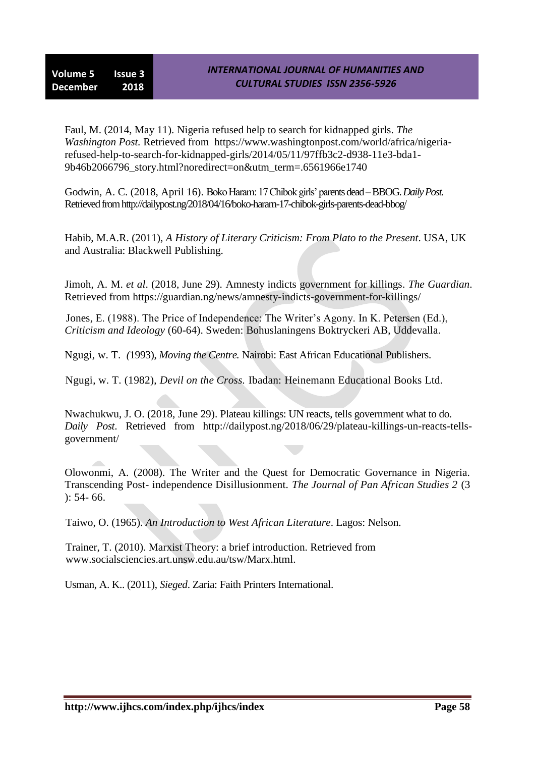Faul, M. (2014, May 11). Nigeria refused help to search for kidnapped girls. *The Washington Post.* Retrieved from https://www.washingtonpost.com/world/africa/nigeria-refused-help-to-search-for-kidnapped-girls/2014/05/11/97ffb3c2-d938-11e3-bda1-9b46b2066796_story.html?noredirect=on&utm_term=.6561966e1740

Godwin, A. C. (2018, April 16). Boko Haram: 17 Chibok girls' parents dead – BBOG. *Daily Post.* Retrieved from http://dailypost.ng/2018/04/16/boko-haram-17-chibok-girls-parents-dead-bbog/

Habib, M.A.R. (2011), *A History of Literary Criticism: From Plato to the Present*. USA, UK and Australia: Blackwell Publishing.

Jimoh, A. M. *et al*. (2018, June 29). Amnesty indicts government for killings. *The Guardian*. Retrieved from https://guardian.ng/news/amnesty-indicts-government-for-killings/

Jones, E. (1988). The Price of Independence: The Writer's Agony. In K. Petersen (Ed.), *Criticism and Ideology* (60-64). Sweden: Bohuslaningens Boktryckeri AB, Uddevalla.

Ngugi, w. T. (1993), *Moving the Centre.* Nairobi: East African Educational Publishers.

Ngugi, w. T. (1982), *Devil on the Cross.* Ibadan: Heinemann Educational Books Ltd.

Nwachukwu, J. O. (2018, June 29). Plateau killings: UN reacts, tells government what to do. *Daily Post*. Retrieved from http://dailypost.ng/2018/06/29/plateau-killings-un-reacts-tells-government/

Olowonmi, A. (2008). The Writer and the Quest for Democratic Governance in Nigeria. Transcending Post- independence Disillusionment. *The Journal of Pan African Studies 2* (3 ): 54- 66.

Taiwo, O. (1965). *An Introduction to West African Literature*. Lagos: Nelson.

Trainer, T. (2010). Marxist Theory: a brief introduction. Retrieved from www.socialsciencies.art.unsw.edu.au/tsw/Marx.html.

Usman, A. K.. (2011), *Sieged*. Zaria: Faith Printers International.